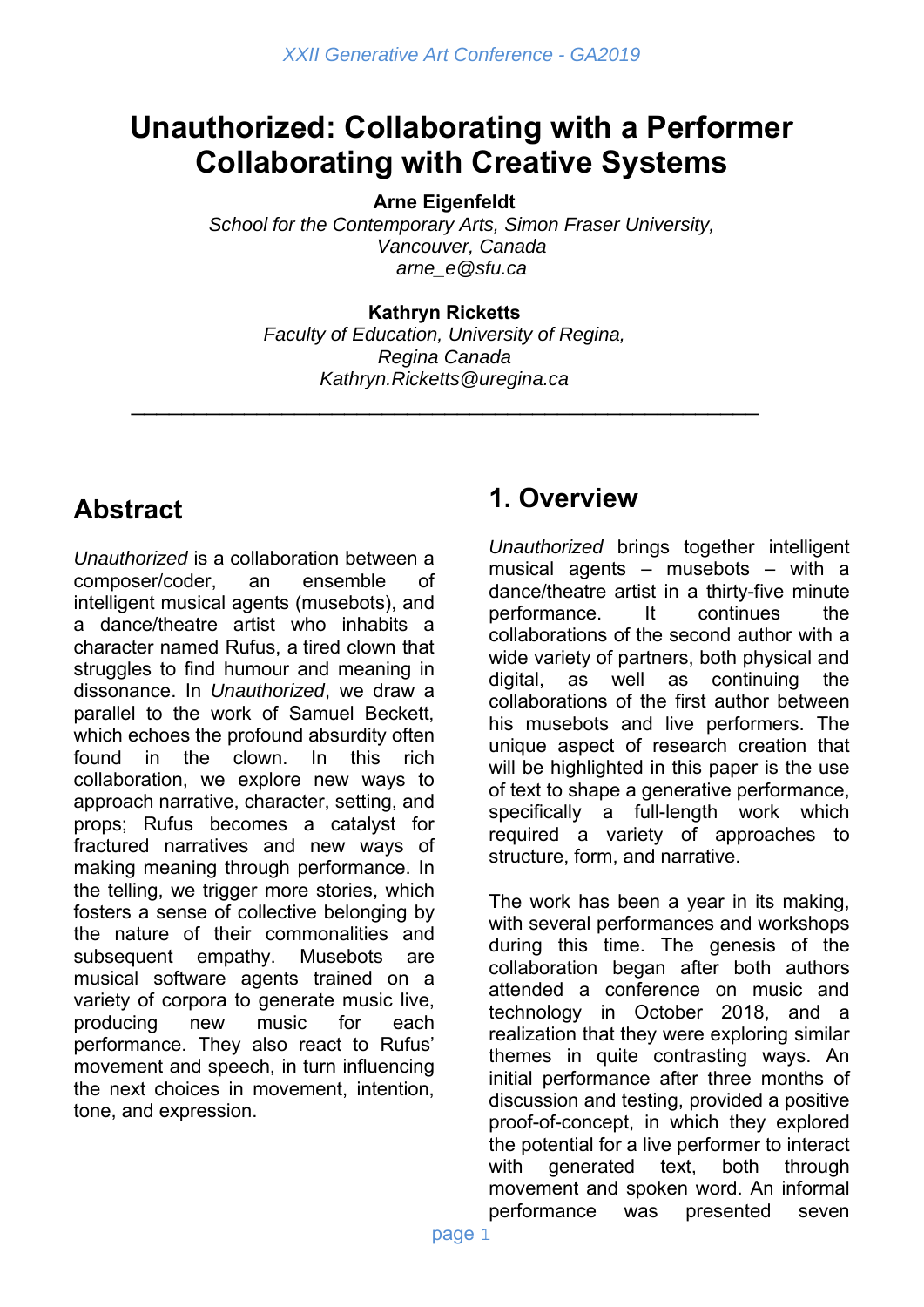# Unauthorized: Collaborating with a Performer Collaborating with Creative Systems

**Arne Eigenfeldt**
*School for the Contemporary Arts, Simon Fraser University, Vancouver, Canada*
*arne_e@sfu.ca*

**Kathryn Ricketts**
*Faculty of Education, University of Regina, Regina Canada*
*Kathryn.Ricketts@uregina.ca*

---

## Abstract

*Unauthorized* is a collaboration between a composer/coder, an ensemble of intelligent musical agents (musebots), and a dance/theatre artist who inhabits a character named Rufus, a tired clown that struggles to find humour and meaning in dissonance. In *Unauthorized*, we draw a parallel to the work of Samuel Beckett, which echoes the profound absurdity often found in the clown. In this rich collaboration, we explore new ways to approach narrative, character, setting, and props; Rufus becomes a catalyst for fractured narratives and new ways of making meaning through performance. In the telling, we trigger more stories, which fosters a sense of collective belonging by the nature of their commonalities and subsequent empathy. Musebots are musical software agents trained on a variety of corpora to generate music live, producing new music for each performance. They also react to Rufus' movement and speech, in turn influencing the next choices in movement, intention, tone, and expression.

## 1. Overview

*Unauthorized* brings together intelligent musical agents – musebots – with a dance/theatre artist in a thirty-five minute performance. It continues the collaborations of the second author with a wide variety of partners, both physical and digital, as well as continuing the collaborations of the first author between his musebots and live performers. The unique aspect of research creation that will be highlighted in this paper is the use of text to shape a generative performance, specifically a full-length work which required a variety of approaches to structure, form, and narrative.

The work has been a year in its making, with several performances and workshops during this time. The genesis of the collaboration began after both authors attended a conference on music and technology in October 2018, and a realization that they were exploring similar themes in quite contrasting ways. An initial performance after three months of discussion and testing, provided a positive proof-of-concept, in which they explored the potential for a live performer to interact with generated text, both through movement and spoken word. An informal performance was presented seven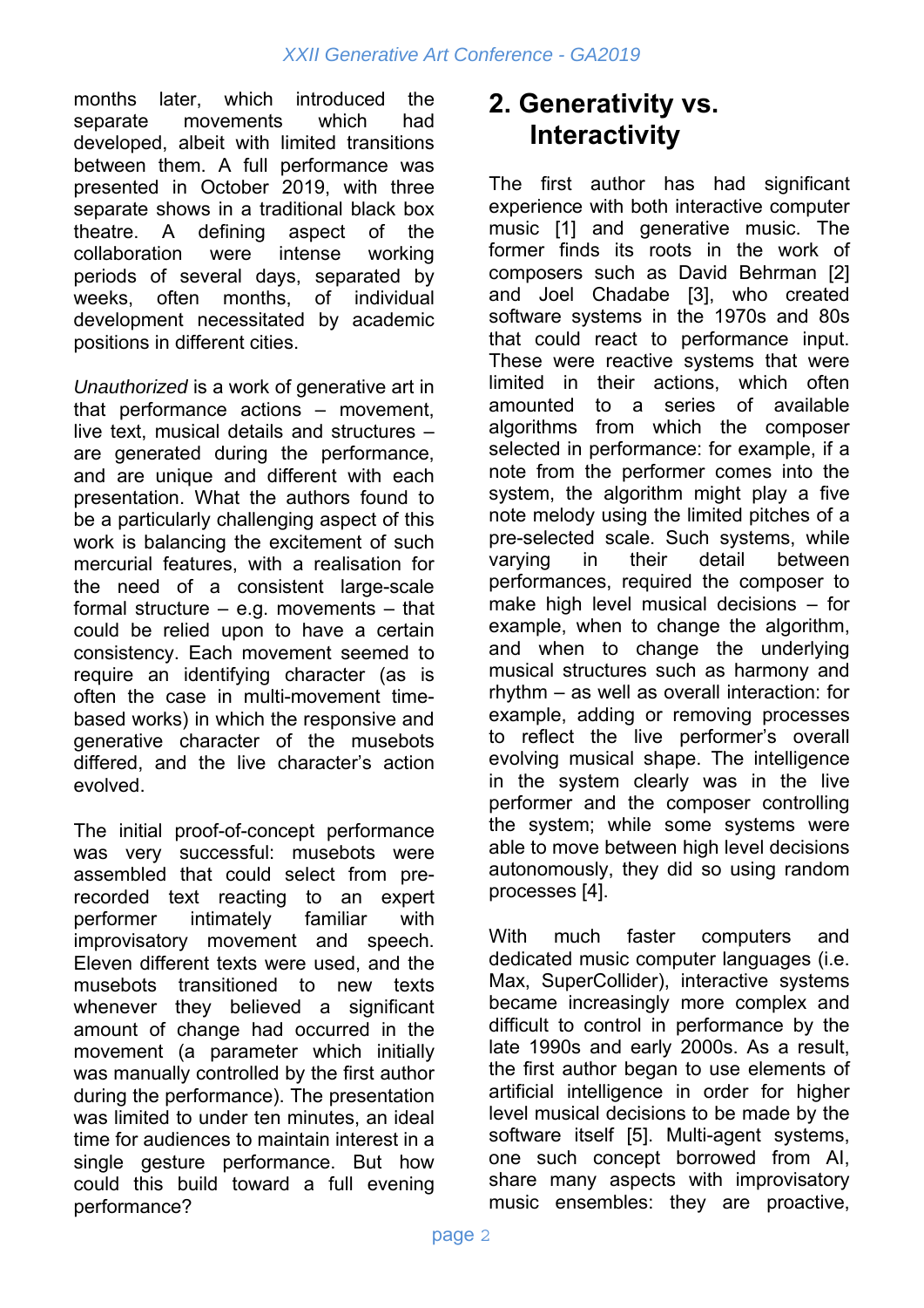months later, which introduced the separate movements which had developed, albeit with limited transitions between them. A full performance was presented in October 2019, with three separate shows in a traditional black box theatre. A defining aspect of the collaboration were intense working periods of several days, separated by weeks, often months, of individual development necessitated by academic positions in different cities.

*Unauthorized* is a work of generative art in that performance actions – movement, live text, musical details and structures – are generated during the performance, and are unique and different with each presentation. What the authors found to be a particularly challenging aspect of this work is balancing the excitement of such mercurial features, with a realisation for the need of a consistent large-scale formal structure – e.g. movements – that could be relied upon to have a certain consistency. Each movement seemed to require an identifying character (as is often the case in multi-movement time-based works) in which the responsive and generative character of the musebots differed, and the live character's action evolved.

The initial proof-of-concept performance was very successful: musebots were assembled that could select from pre-recorded text reacting to an expert performer intimately familiar with improvisatory movement and speech. Eleven different texts were used, and the musebots transitioned to new texts whenever they believed a significant amount of change had occurred in the movement (a parameter which initially was manually controlled by the first author during the performance). The presentation was limited to under ten minutes, an ideal time for audiences to maintain interest in a single gesture performance. But how could this build toward a full evening performance?

## 2. Generativity vs. Interactivity

The first author has had significant experience with both interactive computer music [1] and generative music. The former finds its roots in the work of composers such as David Behrman [2] and Joel Chadabe [3], who created software systems in the 1970s and 80s that could react to performance input. These were reactive systems that were limited in their actions, which often amounted to a series of available algorithms from which the composer selected in performance: for example, if a note from the performer comes into the system, the algorithm might play a five note melody using the limited pitches of a pre-selected scale. Such systems, while varying in their detail between performances, required the composer to make high level musical decisions – for example, when to change the algorithm, and when to change the underlying musical structures such as harmony and rhythm – as well as overall interaction: for example, adding or removing processes to reflect the live performer's overall evolving musical shape. The intelligence in the system clearly was in the live performer and the composer controlling the system; while some systems were able to move between high level decisions autonomously, they did so using random processes [4].

With much faster computers and dedicated music computer languages (i.e. Max, SuperCollider), interactive systems became increasingly more complex and difficult to control in performance by the late 1990s and early 2000s. As a result, the first author began to use elements of artificial intelligence in order for higher level musical decisions to be made by the software itself [5]. Multi-agent systems, one such concept borrowed from AI, share many aspects with improvisatory music ensembles: they are proactive,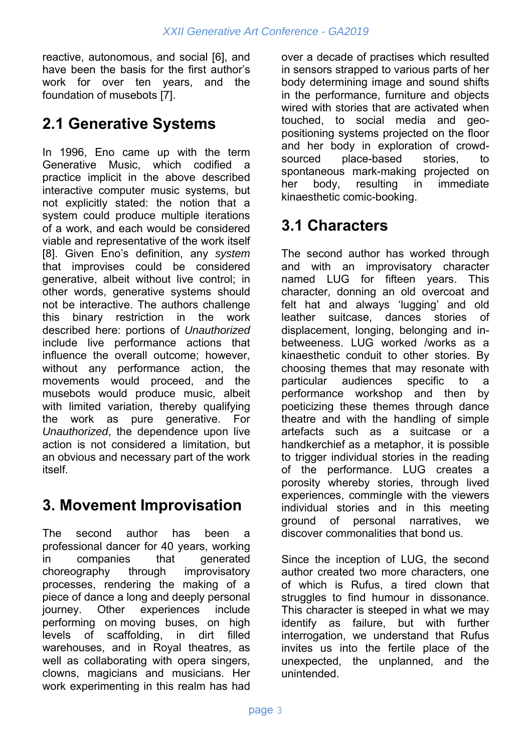reactive, autonomous, and social [6], and have been the basis for the first author's work for over ten years, and the foundation of musebots [7].

## 2.1 Generative Systems

In 1996, Eno came up with the term Generative Music, which codified a practice implicit in the above described interactive computer music systems, but not explicitly stated: the notion that a system could produce multiple iterations of a work, and each would be considered viable and representative of the work itself [8]. Given Eno's definition, any *system* that improvises could be considered generative, albeit without live control; in other words, generative systems should not be interactive. The authors challenge this binary restriction in the work described here: portions of *Unauthorized* include live performance actions that influence the overall outcome; however, without any performance action, the movements would proceed, and the musebots would produce music, albeit with limited variation, thereby qualifying the work as pure generative. For *Unauthorized*, the dependence upon live action is not considered a limitation, but an obvious and necessary part of the work itself.

# 3. Movement Improvisation

The second author has been a professional dancer for 40 years, working in companies that generated choreography through improvisatory processes, rendering the making of a piece of dance a long and deeply personal journey. Other experiences include performing on moving buses, on high levels of scaffolding, in dirt filled warehouses, and in Royal theatres, as well as collaborating with opera singers, clowns, magicians and musicians. Her work experimenting in this realm has had over a decade of practises which resulted in sensors strapped to various parts of her body determining image and sound shifts in the performance, furniture and objects wired with stories that are activated when touched, to social media and geo-positioning systems projected on the floor and her body in exploration of crowd-sourced place-based stories, to spontaneous mark-making projected on her body, resulting in immediate kinaesthetic comic-booking.

## 3.1 Characters

The second author has worked through and with an improvisatory character named LUG for fifteen years. This character, donning an old overcoat and felt hat and always 'lugging' and old leather suitcase, dances stories of displacement, longing, belonging and in-betweeness. LUG worked /works as a kinaesthetic conduit to other stories. By choosing themes that may resonate with particular audiences specific to a performance workshop and then by poeticizing these themes through dance theatre and with the handling of simple artefacts such as a suitcase or a handkerchief as a metaphor, it is possible to trigger individual stories in the reading of the performance. LUG creates a porosity whereby stories, through lived experiences, commingle with the viewers individual stories and in this meeting ground of personal narratives, we discover commonalities that bond us.

Since the inception of LUG, the second author created two more characters, one of which is Rufus, a tired clown that struggles to find humour in dissonance. This character is steeped in what we may identify as failure, but with further interrogation, we understand that Rufus invites us into the fertile place of the unexpected, the unplanned, and the unintended.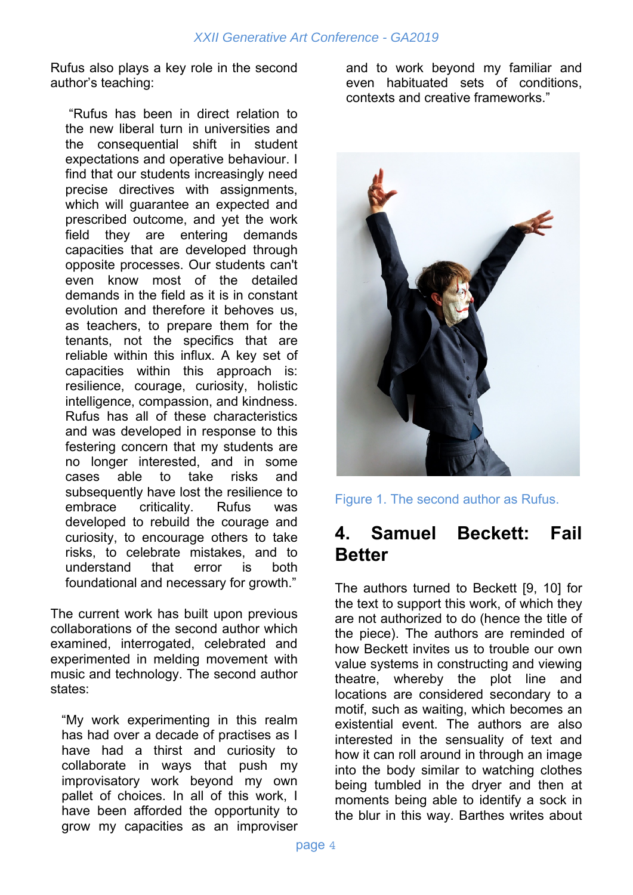Rufus also plays a key role in the second author's teaching:

> "Rufus has been in direct relation to the new liberal turn in universities and the consequential shift in student expectations and operative behaviour. I find that our students increasingly need precise directives with assignments, which will guarantee an expected and prescribed outcome, and yet the work field they are entering demands capacities that are developed through opposite processes. Our students can't even know most of the detailed demands in the field as it is in constant evolution and therefore it behoves us, as teachers, to prepare them for the tenants, not the specifics that are reliable within this influx. A key set of capacities within this approach is: resilience, courage, curiosity, holistic intelligence, compassion, and kindness. Rufus has all of these characteristics and was developed in response to this festering concern that my students are no longer interested, and in some cases able to take risks and subsequently have lost the resilience to embrace criticality. Rufus was developed to rebuild the courage and curiosity, to encourage others to take risks, to celebrate mistakes, and to understand that error is both foundational and necessary for growth."

The current work has built upon previous collaborations of the second author which examined, interrogated, celebrated and experimented in melding movement with music and technology. The second author states:

> "My work experimenting in this realm has had over a decade of practises as I have had a thirst and curiosity to collaborate in ways that push my improvisatory work beyond my own pallet of choices. In all of this work, I have been afforded the opportunity to grow my capacities as an improviser and to work beyond my familiar and even habituated sets of conditions, contexts and creative frameworks."

Figure 1. The second author as Rufus.

## 4. Samuel Beckett: Fail Better

The authors turned to Beckett [9, 10] for the text to support this work, of which they are not authorized to do (hence the title of the piece). The authors are reminded of how Beckett invites us to trouble our own value systems in constructing and viewing theatre, whereby the plot line and locations are considered secondary to a motif, such as waiting, which becomes an existential event. The authors are also interested in the sensuality of text and how it can roll around in through an image into the body similar to watching clothes being tumbled in the dryer and then at moments being able to identify a sock in the blur in this way. Barthes writes about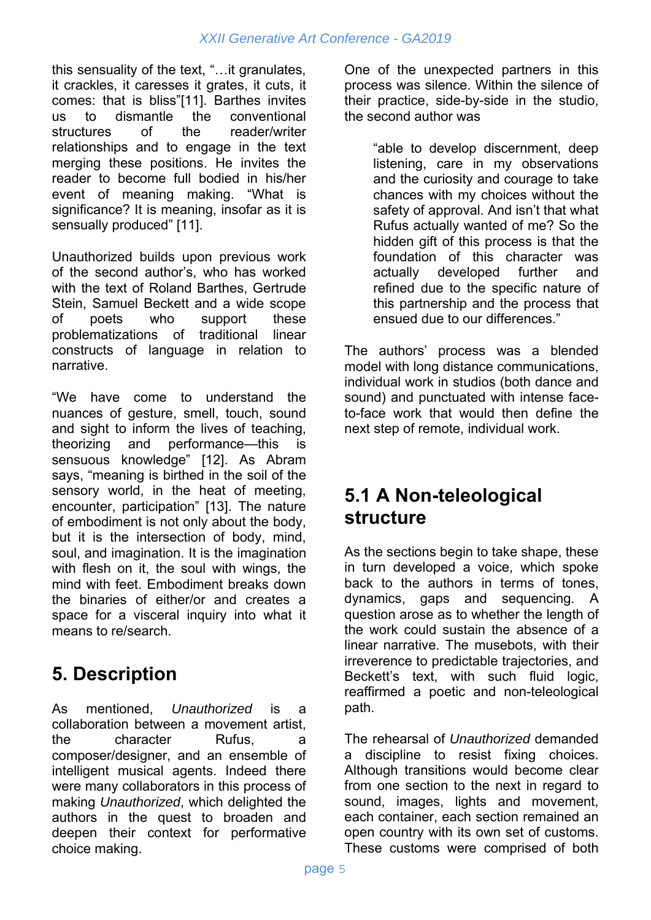this sensuality of the text, "…it granulates, it crackles, it caresses it grates, it cuts, it comes: that is bliss"[11]. Barthes invites us to dismantle the conventional structures of the reader/writer relationships and to engage in the text merging these positions. He invites the reader to become full bodied in his/her event of meaning making. "What is significance? It is meaning, insofar as it is sensually produced" [11].

Unauthorized builds upon previous work of the second author's, who has worked with the text of Roland Barthes, Gertrude Stein, Samuel Beckett and a wide scope of poets who support these problematizations of traditional linear constructs of language in relation to narrative.

"We have come to understand the nuances of gesture, smell, touch, sound and sight to inform the lives of teaching, theorizing and performance—this is sensuous knowledge" [12]. As Abram says, "meaning is birthed in the soil of the sensory world, in the heat of meeting, encounter, participation" [13]. The nature of embodiment is not only about the body, but it is the intersection of body, mind, soul, and imagination. It is the imagination with flesh on it, the soul with wings, the mind with feet. Embodiment breaks down the binaries of either/or and creates a space for a visceral inquiry into what it means to re/search.

# 5. Description

As mentioned, *Unauthorized* is a collaboration between a movement artist, the character Rufus, a composer/designer, and an ensemble of intelligent musical agents. Indeed there were many collaborators in this process of making *Unauthorized*, which delighted the authors in the quest to broaden and deepen their context for performative choice making.

One of the unexpected partners in this process was silence. Within the silence of their practice, side-by-side in the studio, the second author was

> "able to develop discernment, deep listening, care in my observations and the curiosity and courage to take chances with my choices without the safety of approval. And isn't that what Rufus actually wanted of me? So the hidden gift of this process is that the foundation of this character was actually developed further and refined due to the specific nature of this partnership and the process that ensued due to our differences."

The authors' process was a blended model with long distance communications, individual work in studios (both dance and sound) and punctuated with intense face-to-face work that would then define the next step of remote, individual work.

## 5.1 A Non-teleological structure

As the sections begin to take shape, these in turn developed a voice, which spoke back to the authors in terms of tones, dynamics, gaps and sequencing. A question arose as to whether the length of the work could sustain the absence of a linear narrative. The musebots, with their irreverence to predictable trajectories, and Beckett's text, with such fluid logic, reaffirmed a poetic and non-teleological path.

The rehearsal of *Unauthorized* demanded a discipline to resist fixing choices. Although transitions would become clear from one section to the next in regard to sound, images, lights and movement, each container, each section remained an open country with its own set of customs. These customs were comprised of both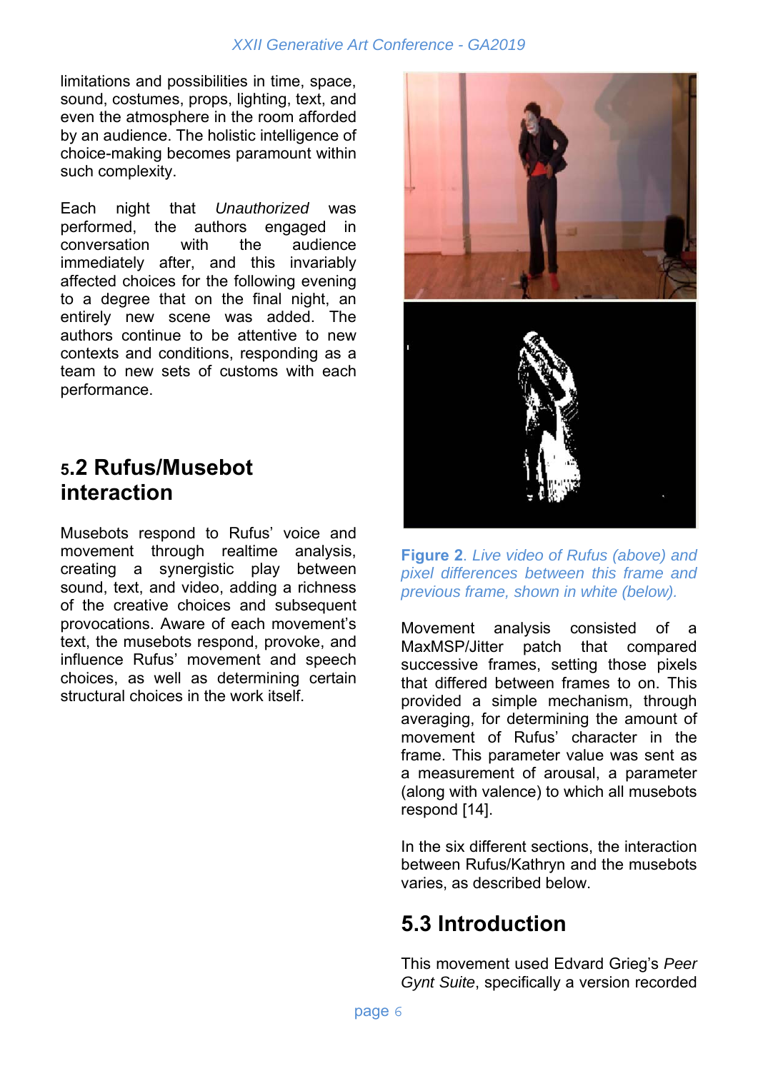limitations and possibilities in time, space, sound, costumes, props, lighting, text, and even the atmosphere in the room afforded by an audience. The holistic intelligence of choice-making becomes paramount within such complexity.

Each night that *Unauthorized* was performed, the authors engaged in conversation with the audience immediately after, and this invariably affected choices for the following evening to a degree that on the final night, an entirely new scene was added. The authors continue to be attentive to new contexts and conditions, responding as a team to new sets of customs with each performance.

## 5.2 Rufus/Musebot interaction

Musebots respond to Rufus' voice and movement through realtime analysis, creating a synergistic play between sound, text, and video, adding a richness of the creative choices and subsequent provocations. Aware of each movement's text, the musebots respond, provoke, and influence Rufus' movement and speech choices, as well as determining certain structural choices in the work itself.

**Figure 2**. *Live video of Rufus (above) and pixel differences between this frame and previous frame, shown in white (below).*

Movement analysis consisted of a MaxMSP/Jitter patch that compared successive frames, setting those pixels that differed between frames to on. This provided a simple mechanism, through averaging, for determining the amount of movement of Rufus' character in the frame. This parameter value was sent as a measurement of arousal, a parameter (along with valence) to which all musebots respond [14].

In the six different sections, the interaction between Rufus/Kathryn and the musebots varies, as described below.

## 5.3 Introduction

This movement used Edvard Grieg's *Peer Gynt Suite*, specifically a version recorded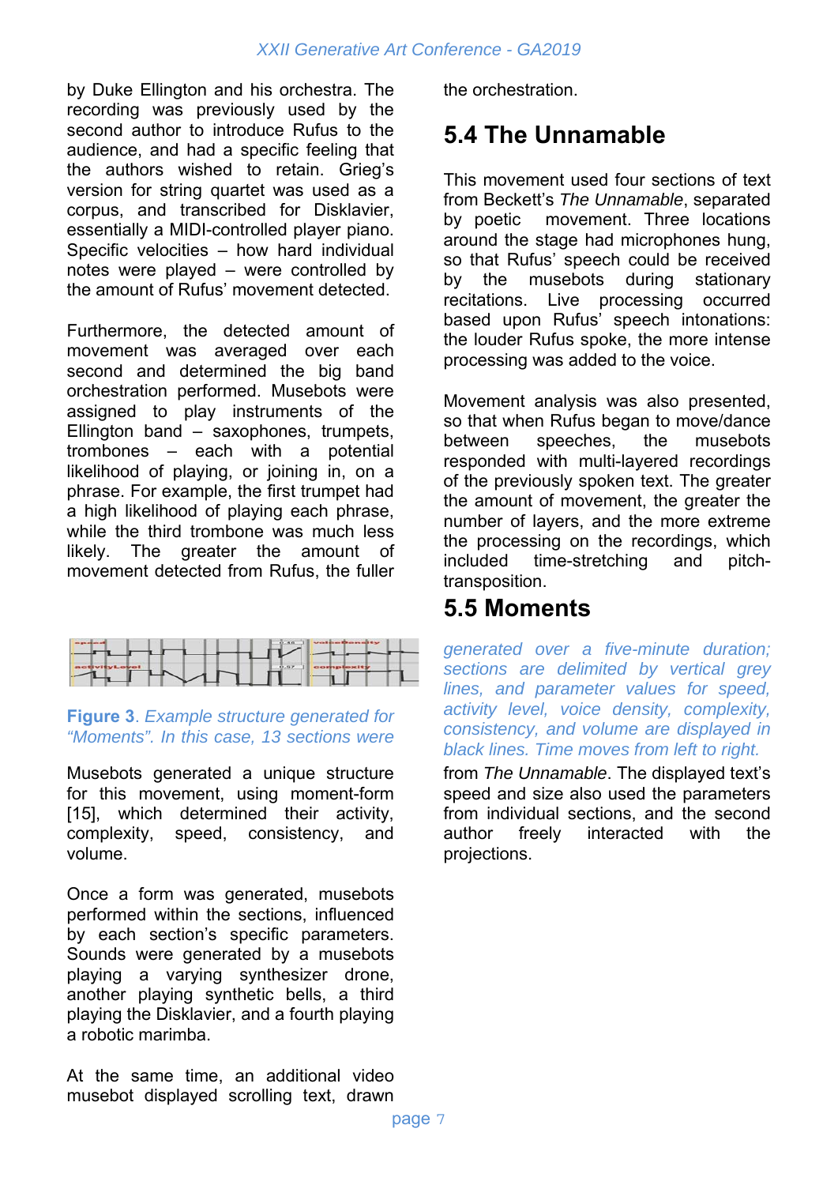by Duke Ellington and his orchestra. The recording was previously used by the second author to introduce Rufus to the audience, and had a specific feeling that the authors wished to retain. Grieg's version for string quartet was used as a corpus, and transcribed for Disklavier, essentially a MIDI-controlled player piano. Specific velocities – how hard individual notes were played – were controlled by the amount of Rufus' movement detected.

Furthermore, the detected amount of movement was averaged over each second and determined the big band orchestration performed. Musebots were assigned to play instruments of the Ellington band – saxophones, trumpets, trombones – each with a potential likelihood of playing, or joining in, on a phrase. For example, the first trumpet had a high likelihood of playing each phrase, while the third trombone was much less likely. The greater the amount of movement detected from Rufus, the fuller the orchestration.

## 5.4 The Unnamable

This movement used four sections of text from Beckett's *The Unnamable*, separated by poetic movement. Three locations around the stage had microphones hung, so that Rufus' speech could be received by the musebots during stationary recitations. Live processing occurred based upon Rufus' speech intonations: the louder Rufus spoke, the more intense processing was added to the voice.

Movement analysis was also presented, so that when Rufus began to move/dance between speeches, the musebots responded with multi-layered recordings of the previously spoken text. The greater the amount of movement, the greater the number of layers, and the more extreme the processing on the recordings, which included time-stretching and pitch-transposition.

## 5.5 Moments

**Figure 3**. *Example structure generated for "Moments". In this case, 13 sections were generated over a five-minute duration; sections are delimited by vertical grey lines, and parameter values for speed, activity level, voice density, complexity, consistency, and volume are displayed in black lines. Time moves from left to right.*

Musebots generated a unique structure for this movement, using moment-form [15], which determined their activity, complexity, speed, consistency, and volume.

Once a form was generated, musebots performed within the sections, influenced by each section's specific parameters. Sounds were generated by a musebots playing a varying synthesizer drone, another playing synthetic bells, a third playing the Disklavier, and a fourth playing a robotic marimba.

At the same time, an additional video musebot displayed scrolling text, drawn from *The Unnamable*. The displayed text's speed and size also used the parameters from individual sections, and the second author freely interacted with the projections.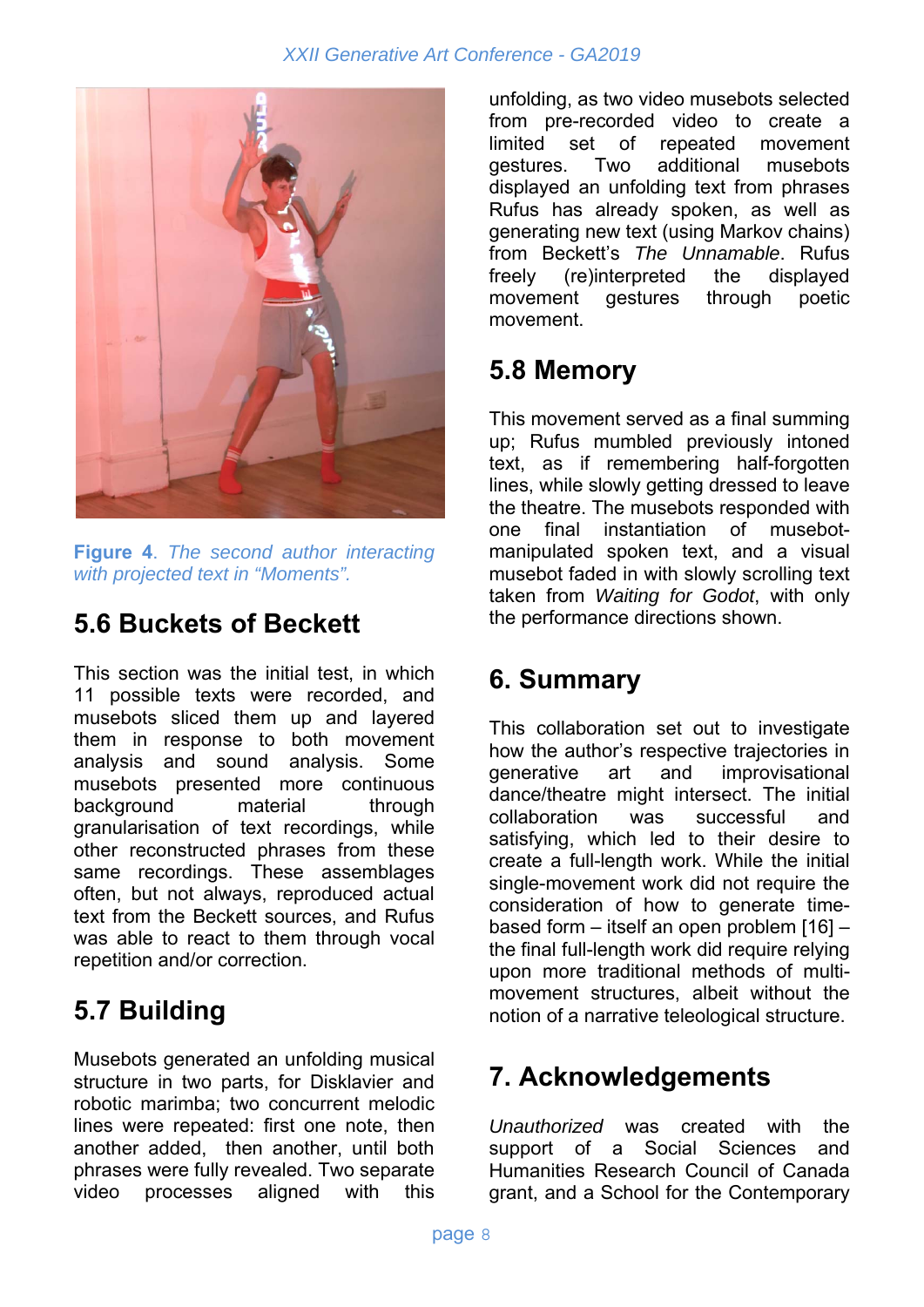**Figure 4**. *The second author interacting with projected text in "Moments".*

## 5.6 Buckets of Beckett

This section was the initial test, in which 11 possible texts were recorded, and musebots sliced them up and layered them in response to both movement analysis and sound analysis. Some musebots presented more continuous background material through granularisation of text recordings, while other reconstructed phrases from these same recordings. These assemblages often, but not always, reproduced actual text from the Beckett sources, and Rufus was able to react to them through vocal repetition and/or correction.

## 5.7 Building

Musebots generated an unfolding musical structure in two parts, for Disklavier and robotic marimba; two concurrent melodic lines were repeated: first one note, then another added, then another, until both phrases were fully revealed. Two separate video processes aligned with this unfolding, as two video musebots selected from pre-recorded video to create a limited set of repeated movement gestures. Two additional musebots displayed an unfolding text from phrases Rufus has already spoken, as well as generating new text (using Markov chains) from Beckett's *The Unnamable*. Rufus freely (re)interpreted the displayed movement gestures through poetic movement.

## 5.8 Memory

This movement served as a final summing up; Rufus mumbled previously intoned text, as if remembering half-forgotten lines, while slowly getting dressed to leave the theatre. The musebots responded with one final instantiation of musebot-manipulated spoken text, and a visual musebot faded in with slowly scrolling text taken from *Waiting for Godot*, with only the performance directions shown.

# 6. Summary

This collaboration set out to investigate how the author's respective trajectories in generative art and improvisational dance/theatre might intersect. The initial collaboration was successful and satisfying, which led to their desire to create a full-length work. While the initial single-movement work did not require the consideration of how to generate time-based form – itself an open problem [16] – the final full-length work did require relying upon more traditional methods of multi-movement structures, albeit without the notion of a narrative teleological structure.

# 7. Acknowledgements

*Unauthorized* was created with the support of a Social Sciences and Humanities Research Council of Canada grant, and a School for the Contemporary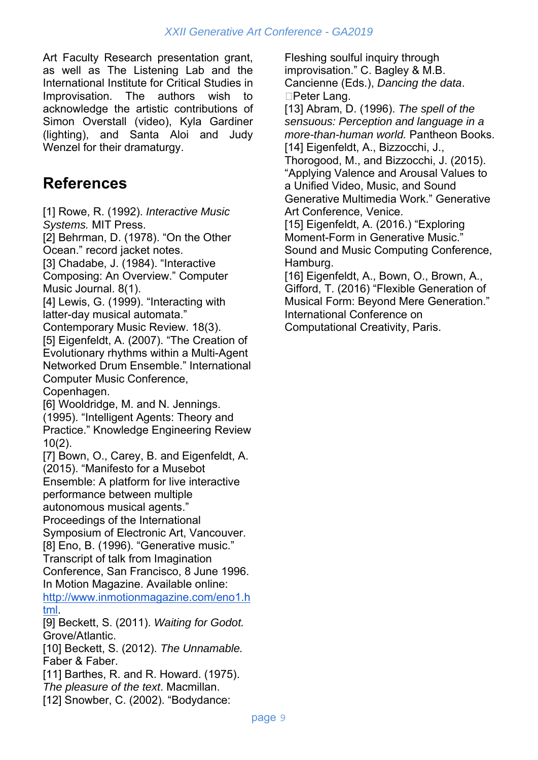Art Faculty Research presentation grant, as well as The Listening Lab and the International Institute for Critical Studies in Improvisation. The authors wish to acknowledge the artistic contributions of Simon Overstall (video), Kyla Gardiner (lighting), and Santa Aloi and Judy Wenzel for their dramaturgy.

## References

[1] Rowe, R. (1992). *Interactive Music Systems.* MIT Press.
[2] Behrman, D. (1978). "On the Other Ocean." record jacket notes.
[3] Chadabe, J. (1984). "Interactive Composing: An Overview." Computer Music Journal. 8(1).
[4] Lewis, G. (1999). "Interacting with latter-day musical automata." Contemporary Music Review. 18(3).
[5] Eigenfeldt, A. (2007). "The Creation of Evolutionary rhythms within a Multi-Agent Networked Drum Ensemble." International Computer Music Conference, Copenhagen.
[6] Wooldridge, M. and N. Jennings. (1995). "Intelligent Agents: Theory and Practice." Knowledge Engineering Review 10(2).
[7] Bown, O., Carey, B. and Eigenfeldt, A. (2015). "Manifesto for a Musebot Ensemble: A platform for live interactive performance between multiple autonomous musical agents." Proceedings of the International Symposium of Electronic Art, Vancouver.
[8] Eno, B. (1996). "Generative music." Transcript of talk from Imagination Conference, San Francisco, 8 June 1996. In Motion Magazine. Available online: http://www.inmotionmagazine.com/eno1.html.
[9] Beckett, S. (2011). *Waiting for Godot.* Grove/Atlantic.
[10] Beckett, S. (2012). *The Unnamable.* Faber & Faber.
[11] Barthes, R. and R. Howard. (1975). *The pleasure of the text*. Macmillan.
[12] Snowber, C. (2002). "Bodydance: Fleshing soulful inquiry through improvisation." C. Bagley & M.B. Cancienne (Eds.), *Dancing the data*. Peter Lang.
[13] Abram, D. (1996). *The spell of the sensuous: Perception and language in a more-than-human world.* Pantheon Books.
[14] Eigenfeldt, A., Bizzocchi, J., Thorogood, M., and Bizzocchi, J. (2015). "Applying Valence and Arousal Values to a Unified Video, Music, and Sound Generative Multimedia Work." Generative Art Conference, Venice.
[15] Eigenfeldt, A. (2016.) "Exploring Moment-Form in Generative Music." Sound and Music Computing Conference, Hamburg.
[16] Eigenfeldt, A., Bown, O., Brown, A., Gifford, T. (2016) "Flexible Generation of Musical Form: Beyond Mere Generation." International Conference on Computational Creativity, Paris.